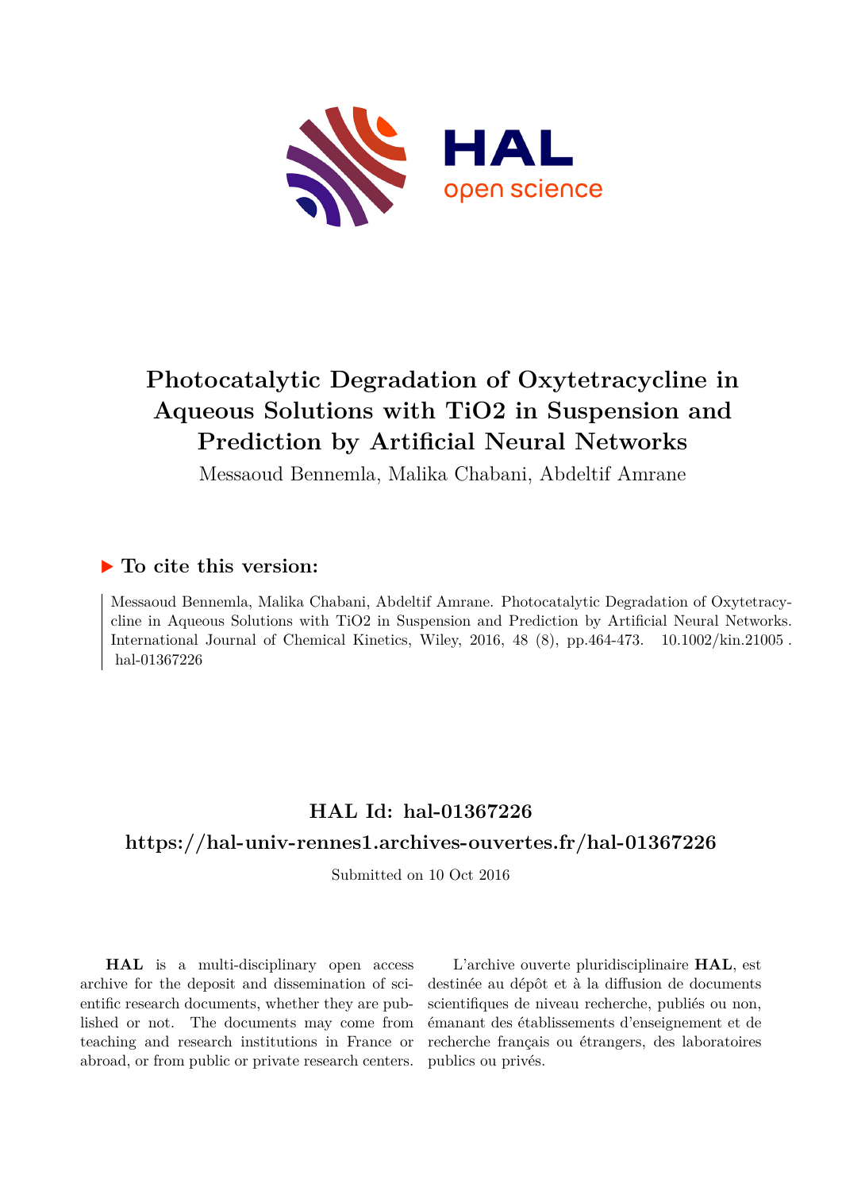# Photocatalytic Degradation of Oxytetracycline in Aqueous Solutions with TiO2 in Suspension and Prediction by Artificial Neural Networks

Messaoud Bennemla, Malika Chabani, Abdeltif Amrane

## ▶ To cite this version:

Messaoud Bennemla, Malika Chabani, Abdeltif Amrane. Photocatalytic Degradation of Oxytetracycline in Aqueous Solutions with TiO2 in Suspension and Prediction by Artificial Neural Networks. International Journal of Chemical Kinetics, Wiley, 2016, 48 (8), pp.464-473. 10.1002/kin.21005 . hal-01367226

## HAL Id: hal-01367226

## https://hal-univ-rennes1.archives-ouvertes.fr/hal-01367226

Submitted on 10 Oct 2016

**HAL** is a multi-disciplinary open access archive for the deposit and dissemination of scientific research documents, whether they are published or not. The documents may come from teaching and research institutions in France or abroad, or from public or private research centers.

L'archive ouverte pluridisciplinaire **HAL**, est destinée au dépôt et à la diffusion de documents scientifiques de niveau recherche, publiés ou non, émanant des établissements d'enseignement et de recherche français ou étrangers, des laboratoires publics ou privés.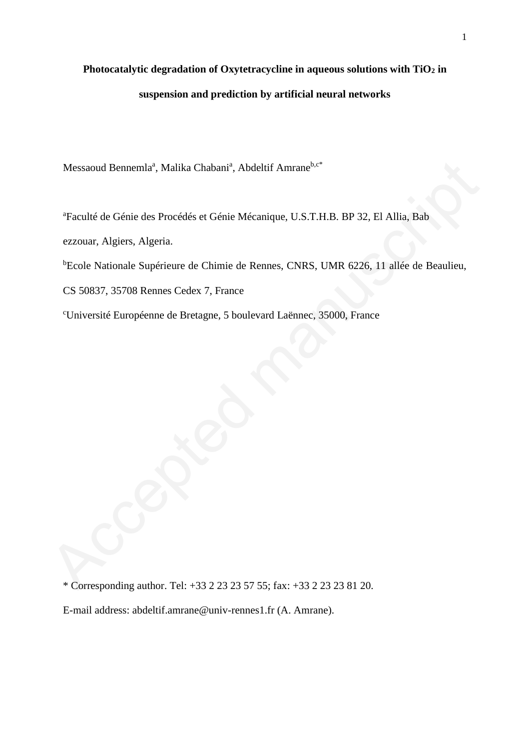**Photocatalytic degradation of Oxytetracycline in aqueous solutions with $TiO_2$ in suspension and prediction by artificial neural networks**

Messaoud Bennemla[a], Malika Chabani[a], Abdeltif Amrane[b,c*]

[a]Faculté de Génie des Procédés et Génie Mécanique, U.S.T.H.B. BP 32, El Allia, Bab ezzouar, Algiers, Algeria.

[b]Ecole Nationale Supérieure de Chimie de Rennes, CNRS, UMR 6226, 11 allée de Beaulieu, CS 50837, 35708 Rennes Cedex 7, France

[c]Université Européenne de Bretagne, 5 boulevard Laënnec, 35000, France

* Corresponding author. Tel: +33 2 23 23 57 55; fax: +33 2 23 23 81 20.

E-mail address: abdeltif.amrane@univ-rennes1.fr (A. Amrane).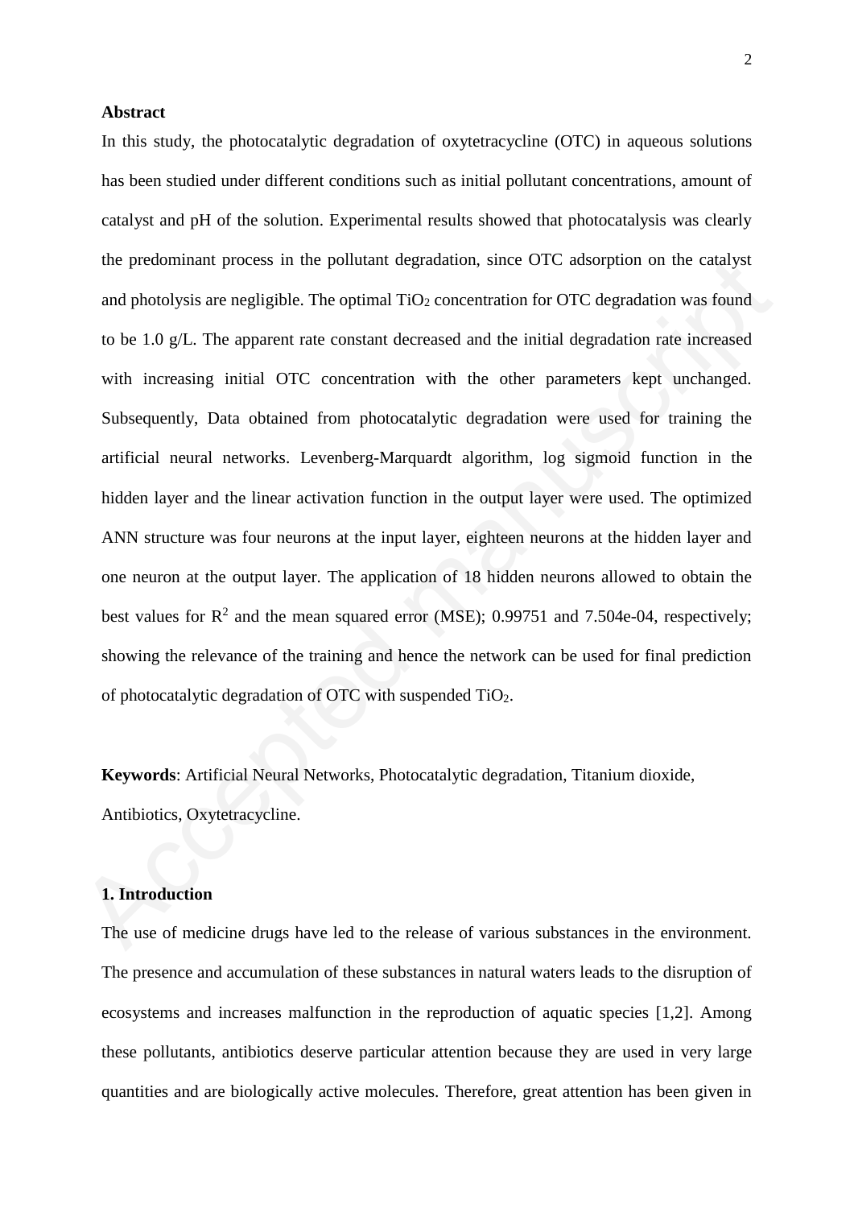## Abstract

In this study, the photocatalytic degradation of oxytetracycline (OTC) in aqueous solutions has been studied under different conditions such as initial pollutant concentrations, amount of catalyst and pH of the solution. Experimental results showed that photocatalysis was clearly the predominant process in the pollutant degradation, since OTC adsorption on the catalyst and photolysis are negligible. The optimal $TiO_2$ concentration for OTC degradation was found to be 1.0 g/L. The apparent rate constant decreased and the initial degradation rate increased with increasing initial OTC concentration with the other parameters kept unchanged. Subsequently, Data obtained from photocatalytic degradation were used for training the artificial neural networks. Levenberg-Marquardt algorithm, log sigmoid function in the hidden layer and the linear activation function in the output layer were used. The optimized ANN structure was four neurons at the input layer, eighteen neurons at the hidden layer and one neuron at the output layer. The application of 18 hidden neurons allowed to obtain the best values for $R^2$ and the mean squared error (MSE); 0.99751 and 7.504e-04, respectively; showing the relevance of the training and hence the network can be used for final prediction of photocatalytic degradation of OTC with suspended $TiO_2$.

**Keywords**: Artificial Neural Networks, Photocatalytic degradation, Titanium dioxide, Antibiotics, Oxytetracycline.

## 1. Introduction

The use of medicine drugs have led to the release of various substances in the environment. The presence and accumulation of these substances in natural waters leads to the disruption of ecosystems and increases malfunction in the reproduction of aquatic species [1,2]. Among these pollutants, antibiotics deserve particular attention because they are used in very large quantities and are biologically active molecules. Therefore, great attention has been given in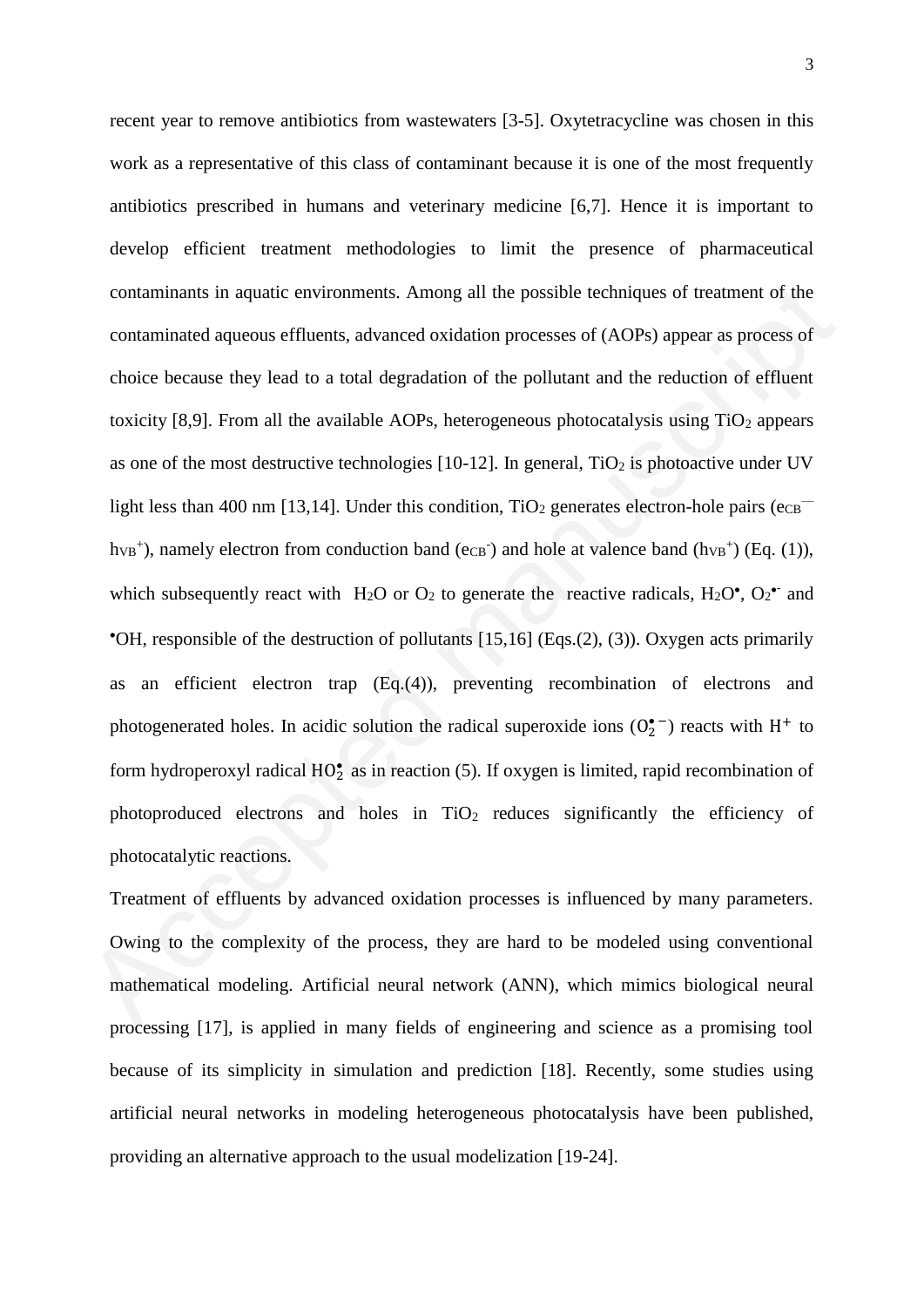recent year to remove antibiotics from wastewaters [3-5]. Oxytetracycline was chosen in this work as a representative of this class of contaminant because it is one of the most frequently antibiotics prescribed in humans and veterinary medicine [6,7]. Hence it is important to develop efficient treatment methodologies to limit the presence of pharmaceutical contaminants in aquatic environments. Among all the possible techniques of treatment of the contaminated aqueous effluents, advanced oxidation processes of (AOPs) appear as process of choice because they lead to a total degradation of the pollutant and the reduction of effluent toxicity [8,9]. From all the available AOPs, heterogeneous photocatalysis using $TiO_2$ appears as one of the most destructive technologies [10-12]. In general, $TiO_2$ is photoactive under UV light less than 400 nm [13,14]. Under this condition, $TiO_2$ generates electron-hole pairs ($e_{CB}^{-}$ $h_{VB}^{+}$), namely electron from conduction band ($e_{CB}^{-}$) and hole at valence band ($h_{VB}^{+}$) (Eq. (1)), which subsequently react with $H_2O$ or $O_2$ to generate the reactive radicals, $H_2O^{\bullet}$, $O_2^{\bullet -}$ and $^{\bullet}OH$, responsible of the destruction of pollutants [15,16] (Eqs.(2), (3)). Oxygen acts primarily as an efficient electron trap (Eq.(4)), preventing recombination of electrons and photogenerated holes. In acidic solution the radical superoxide ions ($O_2^{\bullet -}$) reacts with $H^+$ to form hydroperoxyl radical $HO_2^{\bullet}$ as in reaction (5). If oxygen is limited, rapid recombination of photoproduced electrons and holes in $TiO_2$ reduces significantly the efficiency of photocatalytic reactions.

Treatment of effluents by advanced oxidation processes is influenced by many parameters. Owing to the complexity of the process, they are hard to be modeled using conventional mathematical modeling. Artificial neural network (ANN), which mimics biological neural processing [17], is applied in many fields of engineering and science as a promising tool because of its simplicity in simulation and prediction [18]. Recently, some studies using artificial neural networks in modeling heterogeneous photocatalysis have been published, providing an alternative approach to the usual modelization [19-24].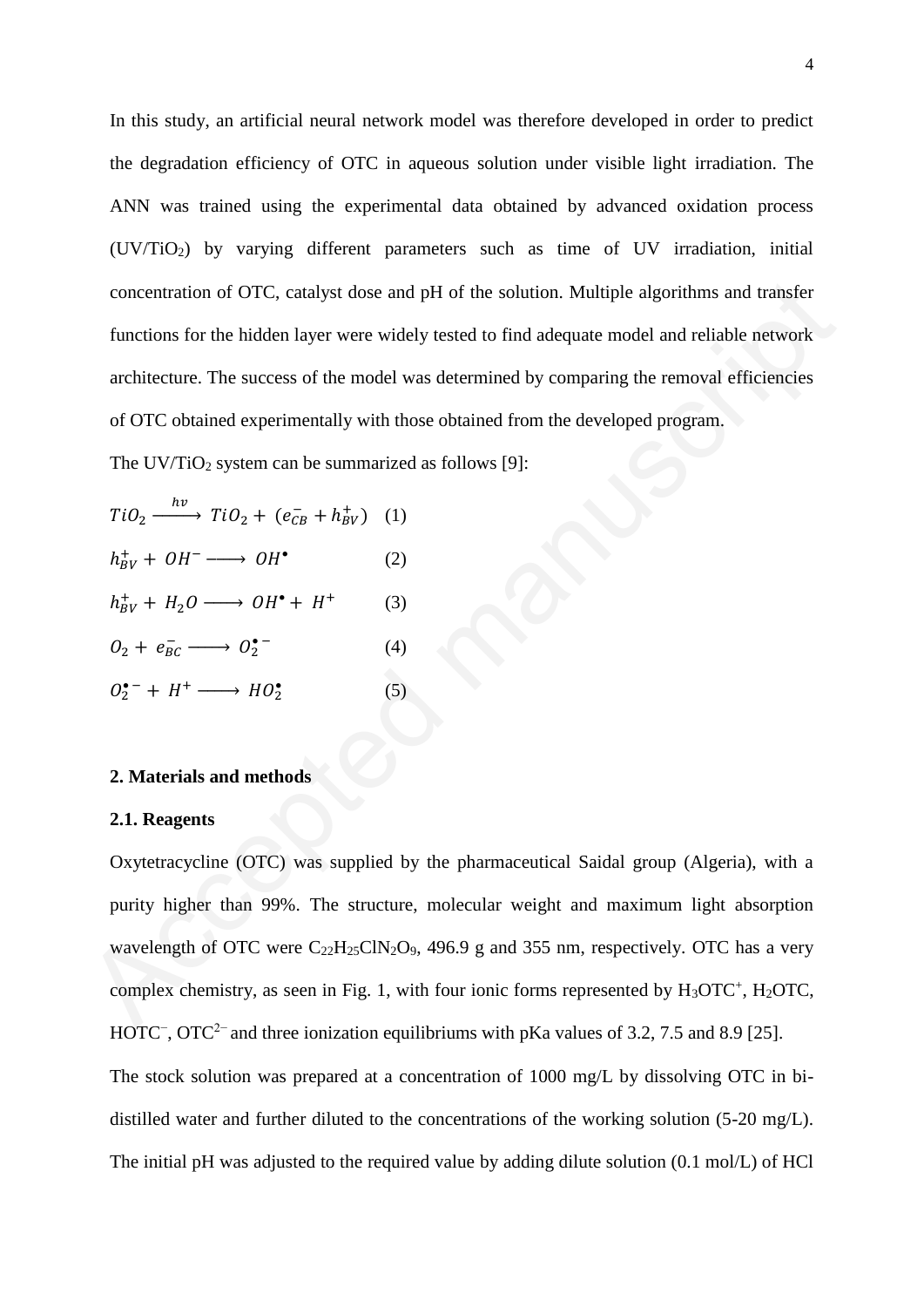In this study, an artificial neural network model was therefore developed in order to predict the degradation efficiency of OTC in aqueous solution under visible light irradiation. The ANN was trained using the experimental data obtained by advanced oxidation process ($UV/TiO_2$) by varying different parameters such as time of UV irradiation, initial concentration of OTC, catalyst dose and pH of the solution. Multiple algorithms and transfer functions for the hidden layer were widely tested to find adequate model and reliable network architecture. The success of the model was determined by comparing the removal efficiencies of OTC obtained experimentally with those obtained from the developed program.

The $UV/TiO_2$ system can be summarized as follows [9]:

$$TiO_2 \xrightarrow{h\nu} TiO_2 + (e_{CB}^- + h_{BV}^+) \quad (1)$$

$$h_{BV}^+ + OH^- \longrightarrow OH^\bullet \quad (2)$$

$$h_{BV}^+ + H_2O \longrightarrow OH^\bullet + H^+ \quad (3)$$

$$O_2 + e_{BC}^- \longrightarrow O_2^{\bullet -} \quad (4)$$

$$O_2^{\bullet -} + H^+ \longrightarrow HO_2^\bullet \quad (5)$$

## 2. Materials and methods

### 2.1. Reagents

Oxytetracycline (OTC) was supplied by the pharmaceutical Saidal group (Algeria), with a purity higher than 99%. The structure, molecular weight and maximum light absorption wavelength of OTC were $C_{22}H_{25}ClN_2O_9$, 496.9 g and 355 nm, respectively. OTC has a very complex chemistry, as seen in Fig. 1, with four ionic forms represented by $H_3OTC^+$, $H_2OTC$, $HOTC^-$, $OTC^{2-}$ and three ionization equilibriums with pKa values of 3.2, 7.5 and 8.9 [25].

The stock solution was prepared at a concentration of 1000 mg/L by dissolving OTC in bi-distilled water and further diluted to the concentrations of the working solution (5-20 mg/L). The initial pH was adjusted to the required value by adding dilute solution (0.1 mol/L) of HCl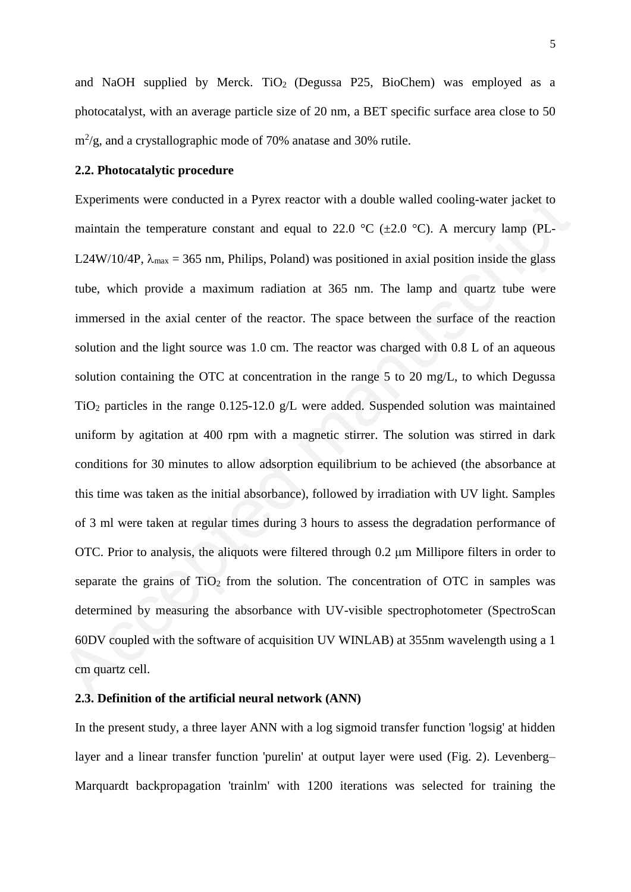and NaOH supplied by Merck. $TiO_2$ (Degussa P25, BioChem) was employed as a photocatalyst, with an average particle size of 20 nm, a BET specific surface area close to 50 $m^2/g$, and a crystallographic mode of 70% anatase and 30% rutile.

### 2.2. Photocatalytic procedure

Experiments were conducted in a Pyrex reactor with a double walled cooling-water jacket to maintain the temperature constant and equal to 22.0 °C (±2.0 °C). A mercury lamp (PL-L24W/10/4P, $\lambda_{max}$ = 365 nm, Philips, Poland) was positioned in axial position inside the glass tube, which provide a maximum radiation at 365 nm. The lamp and quartz tube were immersed in the axial center of the reactor. The space between the surface of the reaction solution and the light source was 1.0 cm. The reactor was charged with 0.8 L of an aqueous solution containing the OTC at concentration in the range 5 to 20 mg/L, to which Degussa $TiO_2$ particles in the range 0.125-12.0 g/L were added. Suspended solution was maintained uniform by agitation at 400 rpm with a magnetic stirrer. The solution was stirred in dark conditions for 30 minutes to allow adsorption equilibrium to be achieved (the absorbance at this time was taken as the initial absorbance), followed by irradiation with UV light. Samples of 3 ml were taken at regular times during 3 hours to assess the degradation performance of OTC. Prior to analysis, the aliquots were filtered through 0.2 μm Millipore filters in order to separate the grains of $TiO_2$ from the solution. The concentration of OTC in samples was determined by measuring the absorbance with UV-visible spectrophotometer (SpectroScan 60DV coupled with the software of acquisition UV WINLAB) at 355nm wavelength using a 1 cm quartz cell.

### 2.3. Definition of the artificial neural network (ANN)

In the present study, a three layer ANN with a log sigmoid transfer function 'logsig' at hidden layer and a linear transfer function 'purelin' at output layer were used (Fig. 2). Levenberg–Marquardt backpropagation 'trainlm' with 1200 iterations was selected for training the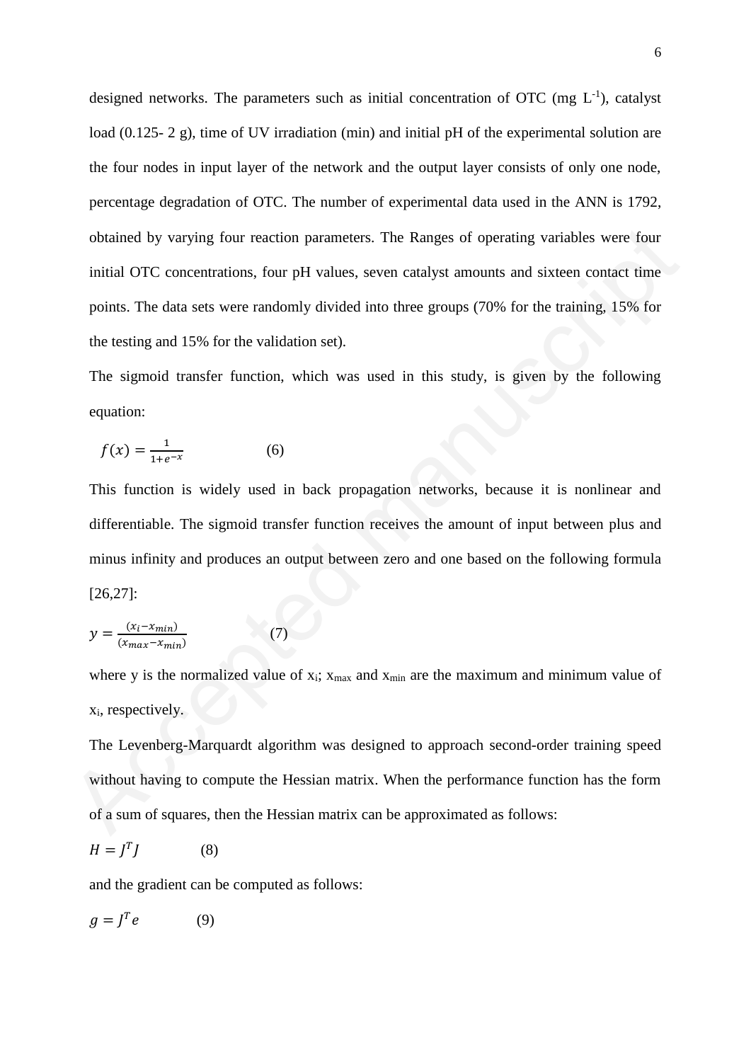designed networks. The parameters such as initial concentration of OTC (mg $L^{-1}$), catalyst load (0.125- 2 g), time of UV irradiation (min) and initial pH of the experimental solution are the four nodes in input layer of the network and the output layer consists of only one node, percentage degradation of OTC. The number of experimental data used in the ANN is 1792, obtained by varying four reaction parameters. The Ranges of operating variables were four initial OTC concentrations, four pH values, seven catalyst amounts and sixteen contact time points. The data sets were randomly divided into three groups (70% for the training, 15% for the testing and 15% for the validation set).

The sigmoid transfer function, which was used in this study, is given by the following equation:

$$f(x) = \frac{1}{1+e^{-x}} \qquad (6)$$

This function is widely used in back propagation networks, because it is nonlinear and differentiable. The sigmoid transfer function receives the amount of input between plus and minus infinity and produces an output between zero and one based on the following formula [26,27]:

$$y = \frac{(x_i - x_{min})}{(x_{max} - x_{min})} \qquad (7)$$

where y is the normalized value of $x_i$; $x_{max}$ and $x_{min}$ are the maximum and minimum value of $x_i$, respectively.

The Levenberg-Marquardt algorithm was designed to approach second-order training speed without having to compute the Hessian matrix. When the performance function has the form of a sum of squares, then the Hessian matrix can be approximated as follows:

$$H = J^T J \qquad (8)$$

and the gradient can be computed as follows:

$$g = J^T e \qquad (9)$$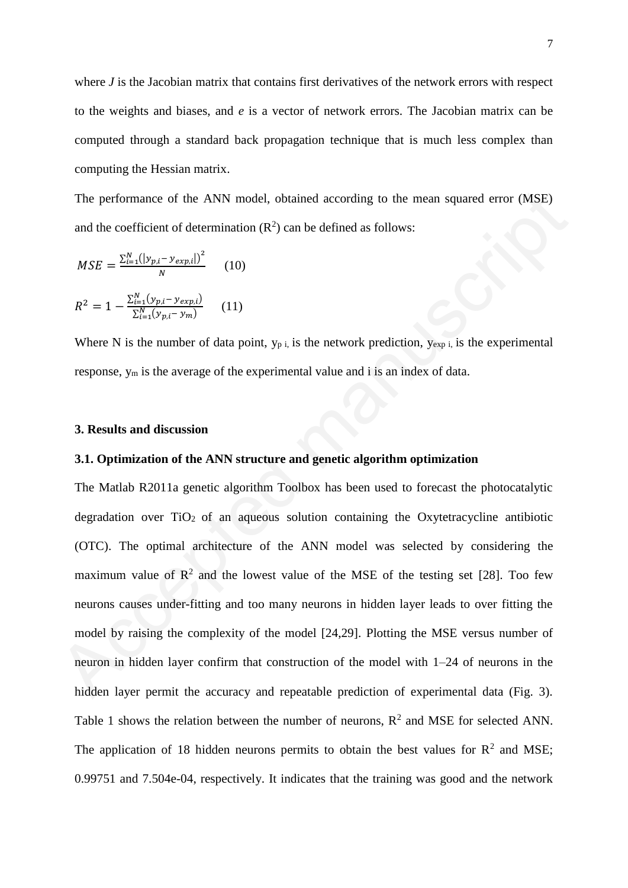where *J* is the Jacobian matrix that contains first derivatives of the network errors with respect to the weights and biases, and *e* is a vector of network errors. The Jacobian matrix can be computed through a standard back propagation technique that is much less complex than computing the Hessian matrix.

The performance of the ANN model, obtained according to the mean squared error (MSE) and the coefficient of determination ($R^2$) can be defined as follows:

$$MSE = \frac{\sum_{i=1}^{N}\left(|y_{p,i} - y_{exp,i}|\right)^2}{N} \quad (10)$$

$$R^2 = 1 - \frac{\sum_{i=1}^{N}(y_{p,i} - y_{exp,i})}{\sum_{i=1}^{N}(y_{p,i} - y_m)} \quad (11)$$

Where N is the number of data point, $y_{p\ i,}$ is the network prediction, $y_{exp\ i,}$ is the experimental response, $y_m$ is the average of the experimental value and i is an index of data.

## 3. Results and discussion

### 3.1. Optimization of the ANN structure and genetic algorithm optimization

The Matlab R2011a genetic algorithm Toolbox has been used to forecast the photocatalytic degradation over $TiO_2$ of an aqueous solution containing the Oxytetracycline antibiotic (OTC). The optimal architecture of the ANN model was selected by considering the maximum value of $R^2$ and the lowest value of the MSE of the testing set [28]. Too few neurons causes under-fitting and too many neurons in hidden layer leads to over fitting the model by raising the complexity of the model [24,29]. Plotting the MSE versus number of neuron in hidden layer confirm that construction of the model with 1–24 of neurons in the hidden layer permit the accuracy and repeatable prediction of experimental data (Fig. 3). Table 1 shows the relation between the number of neurons, $R^2$ and MSE for selected ANN. The application of 18 hidden neurons permits to obtain the best values for $R^2$ and MSE; 0.99751 and 7.504e-04, respectively. It indicates that the training was good and the network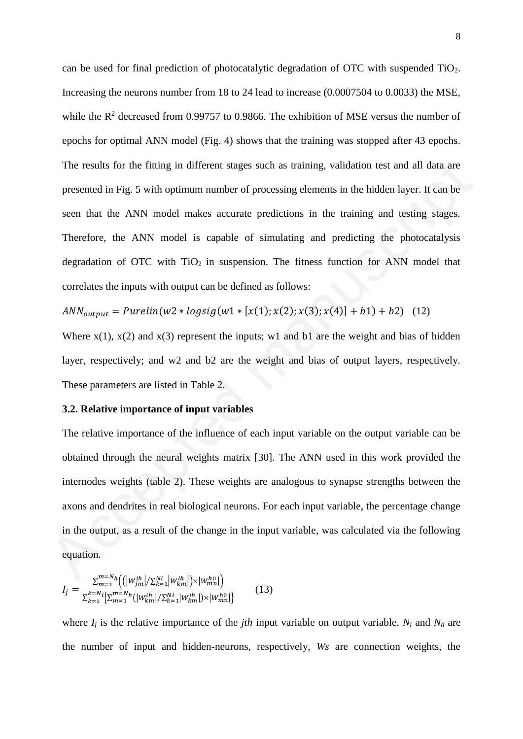can be used for final prediction of photocatalytic degradation of OTC with suspended $TiO_2$. Increasing the neurons number from 18 to 24 lead to increase (0.0007504 to 0.0033) the MSE, while the $R^2$ decreased from 0.99757 to 0.9866. The exhibition of MSE versus the number of epochs for optimal ANN model (Fig. 4) shows that the training was stopped after 43 epochs. The results for the fitting in different stages such as training, validation test and all data are presented in Fig. 5 with optimum number of processing elements in the hidden layer. It can be seen that the ANN model makes accurate predictions in the training and testing stages. Therefore, the ANN model is capable of simulating and predicting the photocatalysis degradation of OTC with $TiO_2$ in suspension. The fitness function for ANN model that correlates the inputs with output can be defined as follows:

$$ANN_{output} = Purelin(w2 * logsig(w1 * [x(1); x(2); x(3); x(4)] + b1) + b2) \quad (12)$$

Where x(1), x(2) and x(3) represent the inputs; w1 and b1 are the weight and bias of hidden layer, respectively; and w2 and b2 are the weight and bias of output layers, respectively. These parameters are listed in Table 2.

### 3.2. Relative importance of input variables

The relative importance of the influence of each input variable on the output variable can be obtained through the neural weights matrix [30]. The ANN used in this work provided the internodes weights (table 2). These weights are analogous to synapse strengths between the axons and dendrites in real biological neurons. For each input variable, the percentage change in the output, as a result of the change in the input variable, was calculated via the following equation.

$$I_j = \frac{\sum_{m=1}^{m=N_h}\left(\left(\left|W_{jm}^{ih}\right| / \sum_{k=1}^{Ni}\left|W_{km}^{ih}\right|\right) \times \left|W_{mn}^{h0}\right|\right)}{\sum_{k=1}^{k=N_i}\left\{\sum_{m=1}^{m=N_h}\left(\left|W_{km}^{ih}\right| / \sum_{k=1}^{Ni}\left|W_{km}^{ih}\right|\right) \times \left|W_{mn}^{h0}\right|\right\}} \qquad (13)$$

where $I_j$ is the relative importance of the *jth* input variable on output variable, $N_i$ and $N_h$ are the number of input and hidden-neurons, respectively, *Ws* are connection weights, the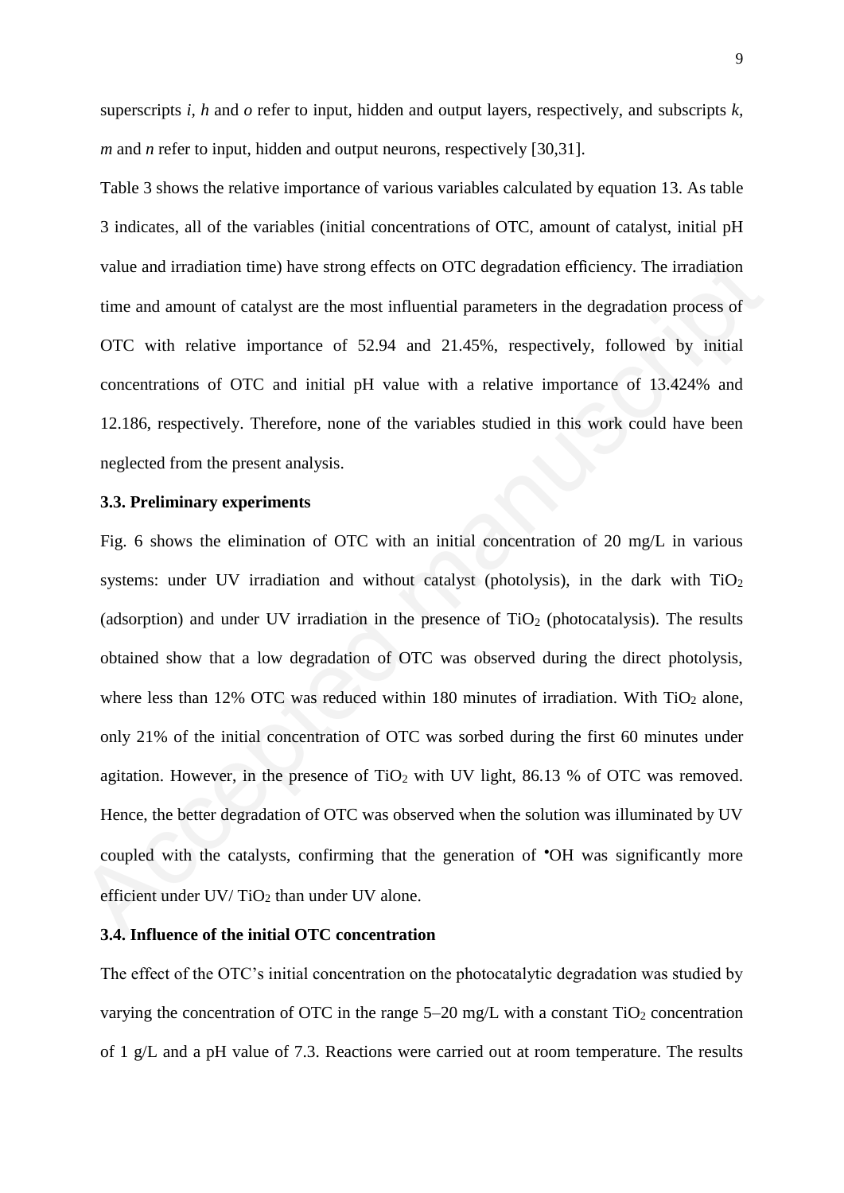superscripts *i, h* and *o* refer to input, hidden and output layers, respectively, and subscripts *k, m* and *n* refer to input, hidden and output neurons, respectively [30,31].

Table 3 shows the relative importance of various variables calculated by equation 13. As table 3 indicates, all of the variables (initial concentrations of OTC, amount of catalyst, initial pH value and irradiation time) have strong effects on OTC degradation efficiency. The irradiation time and amount of catalyst are the most influential parameters in the degradation process of OTC with relative importance of 52.94 and 21.45%, respectively, followed by initial concentrations of OTC and initial pH value with a relative importance of 13.424% and 12.186, respectively. Therefore, none of the variables studied in this work could have been neglected from the present analysis.

### 3.3. Preliminary experiments

Fig. 6 shows the elimination of OTC with an initial concentration of 20 mg/L in various systems: under UV irradiation and without catalyst (photolysis), in the dark with $TiO_2$ (adsorption) and under UV irradiation in the presence of $TiO_2$ (photocatalysis). The results obtained show that a low degradation of OTC was observed during the direct photolysis, where less than 12% OTC was reduced within 180 minutes of irradiation. With $TiO_2$ alone, only 21% of the initial concentration of OTC was sorbed during the first 60 minutes under agitation. However, in the presence of $TiO_2$ with UV light, 86.13 % of OTC was removed. Hence, the better degradation of OTC was observed when the solution was illuminated by UV coupled with the catalysts, confirming that the generation of $^{\bullet}OH$ was significantly more efficient under UV/ $TiO_2$ than under UV alone.

### 3.4. Influence of the initial OTC concentration

The effect of the OTC's initial concentration on the photocatalytic degradation was studied by varying the concentration of OTC in the range 5–20 mg/L with a constant $TiO_2$ concentration of 1 g/L and a pH value of 7.3. Reactions were carried out at room temperature. The results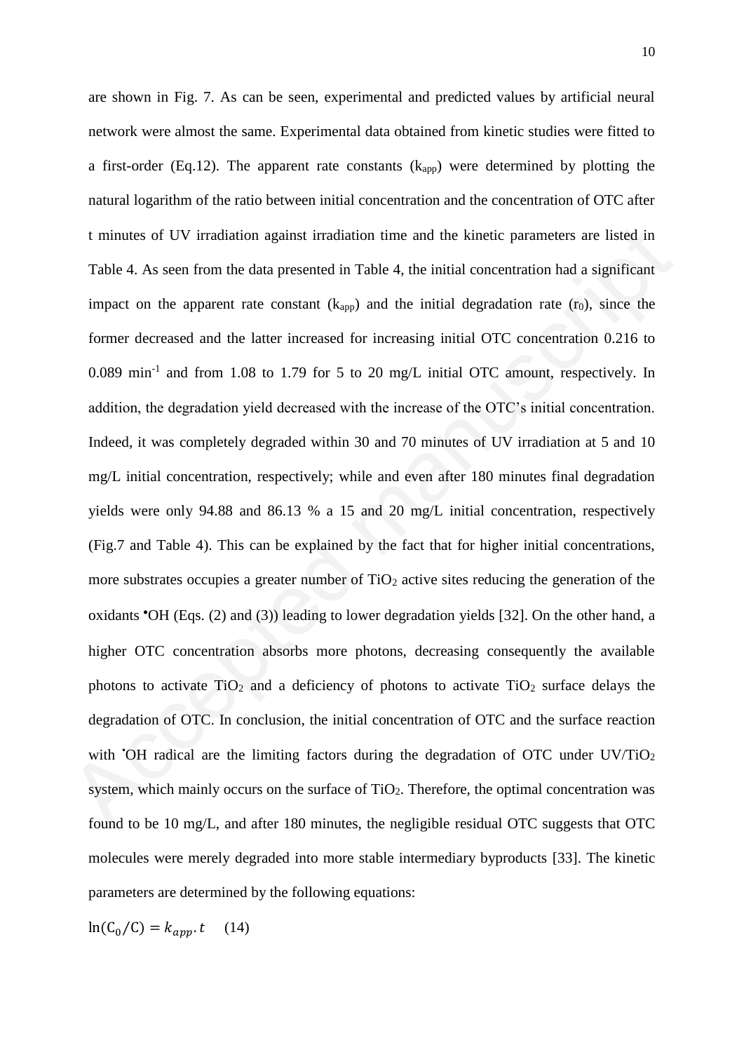are shown in Fig. 7. As can be seen, experimental and predicted values by artificial neural network were almost the same. Experimental data obtained from kinetic studies were fitted to a first-order (Eq.12). The apparent rate constants ($k_{app}$) were determined by plotting the natural logarithm of the ratio between initial concentration and the concentration of OTC after t minutes of UV irradiation against irradiation time and the kinetic parameters are listed in Table 4. As seen from the data presented in Table 4, the initial concentration had a significant impact on the apparent rate constant ($k_{app}$) and the initial degradation rate ($r_0$), since the former decreased and the latter increased for increasing initial OTC concentration 0.216 to 0.089 $min^{-1}$ and from 1.08 to 1.79 for 5 to 20 mg/L initial OTC amount, respectively. In addition, the degradation yield decreased with the increase of the OTC's initial concentration. Indeed, it was completely degraded within 30 and 70 minutes of UV irradiation at 5 and 10 mg/L initial concentration, respectively; while and even after 180 minutes final degradation yields were only 94.88 and 86.13 % a 15 and 20 mg/L initial concentration, respectively (Fig.7 and Table 4). This can be explained by the fact that for higher initial concentrations, more substrates occupies a greater number of $TiO_2$ active sites reducing the generation of the oxidants $^{\bullet}OH$ (Eqs. (2) and (3)) leading to lower degradation yields [32]. On the other hand, a higher OTC concentration absorbs more photons, decreasing consequently the available photons to activate $TiO_2$ and a deficiency of photons to activate $TiO_2$ surface delays the degradation of OTC. In conclusion, the initial concentration of OTC and the surface reaction with $^{\bullet}OH$ radical are the limiting factors during the degradation of OTC under UV/$TiO_2$ system, which mainly occurs on the surface of $TiO_2$. Therefore, the optimal concentration was found to be 10 mg/L, and after 180 minutes, the negligible residual OTC suggests that OTC molecules were merely degraded into more stable intermediary byproducts [33]. The kinetic parameters are determined by the following equations:

$$\ln(C_0/C) = k_{app}.t \quad (14)$$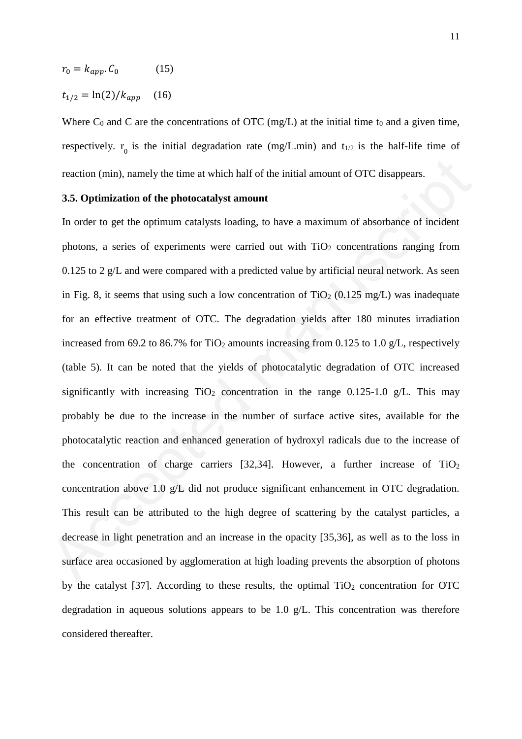$$r_0 = k_{app}.C_0 \qquad (15)$$

$$t_{1/2} = \ln(2)/k_{app} \qquad (16)$$

Where $C_0$ and C are the concentrations of OTC (mg/L) at the initial time $t_0$ and a given time, respectively. $r_0$ is the initial degradation rate (mg/L.min) and $t_{1/2}$ is the half-life time of reaction (min), namely the time at which half of the initial amount of OTC disappears.

### 3.5. Optimization of the photocatalyst amount

In order to get the optimum catalysts loading, to have a maximum of absorbance of incident photons, a series of experiments were carried out with $TiO_2$ concentrations ranging from 0.125 to 2 g/L and were compared with a predicted value by artificial neural network. As seen in Fig. 8, it seems that using such a low concentration of $TiO_2$ (0.125 mg/L) was inadequate for an effective treatment of OTC. The degradation yields after 180 minutes irradiation increased from 69.2 to 86.7% for $TiO_2$ amounts increasing from 0.125 to 1.0 g/L, respectively (table 5). It can be noted that the yields of photocatalytic degradation of OTC increased significantly with increasing $TiO_2$ concentration in the range 0.125-1.0 g/L. This may probably be due to the increase in the number of surface active sites, available for the photocatalytic reaction and enhanced generation of hydroxyl radicals due to the increase of the concentration of charge carriers [32,34]. However, a further increase of $TiO_2$ concentration above 1.0 g/L did not produce significant enhancement in OTC degradation. This result can be attributed to the high degree of scattering by the catalyst particles, a decrease in light penetration and an increase in the opacity [35,36], as well as to the loss in surface area occasioned by agglomeration at high loading prevents the absorption of photons by the catalyst [37]. According to these results, the optimal $TiO_2$ concentration for OTC degradation in aqueous solutions appears to be 1.0 g/L. This concentration was therefore considered thereafter.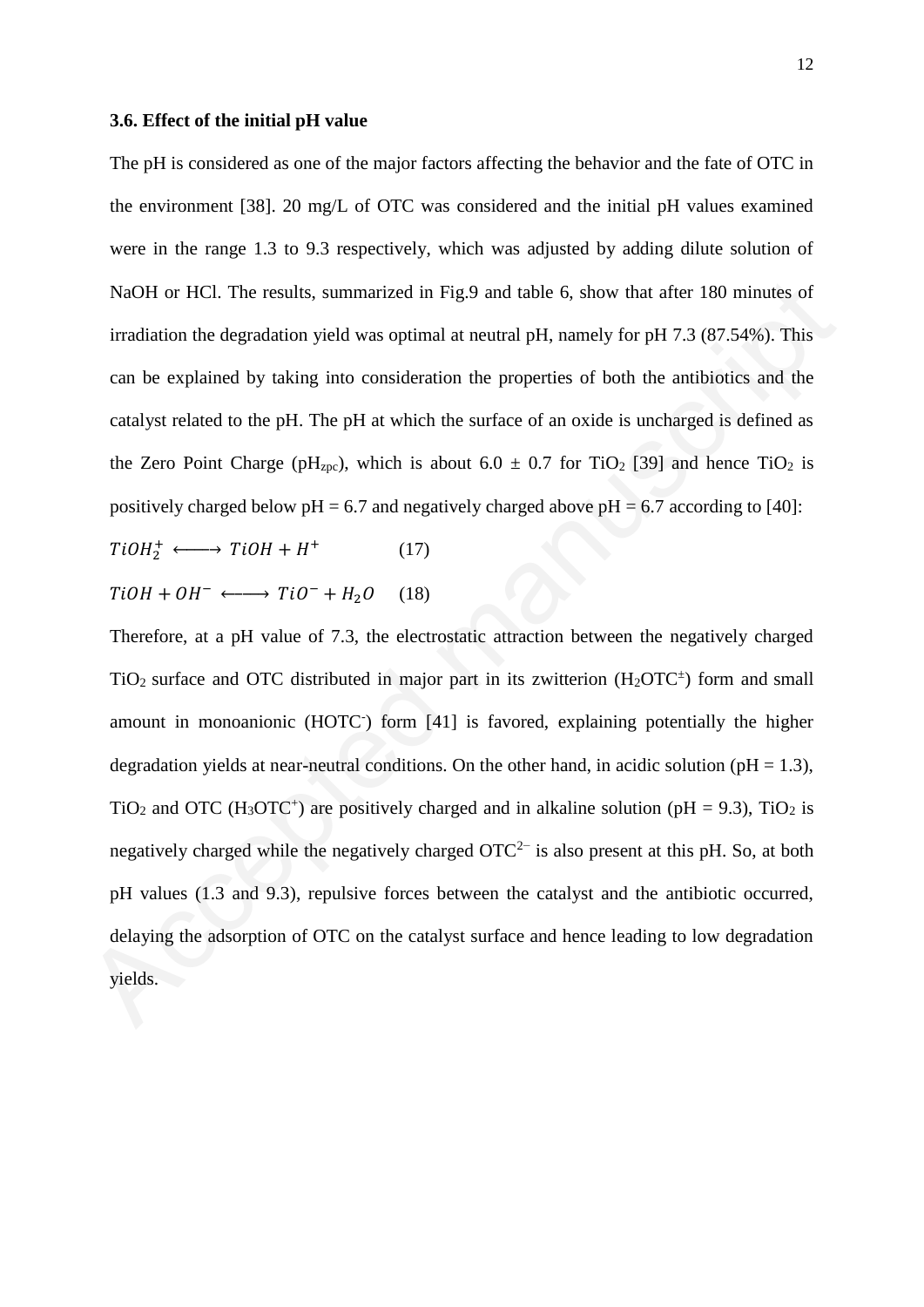### 3.6. Effect of the initial pH value

The pH is considered as one of the major factors affecting the behavior and the fate of OTC in the environment [38]. 20 mg/L of OTC was considered and the initial pH values examined were in the range 1.3 to 9.3 respectively, which was adjusted by adding dilute solution of NaOH or HCl. The results, summarized in Fig.9 and table 6, show that after 180 minutes of irradiation the degradation yield was optimal at neutral pH, namely for pH 7.3 (87.54%). This can be explained by taking into consideration the properties of both the antibiotics and the catalyst related to the pH. The pH at which the surface of an oxide is uncharged is defined as the Zero Point Charge ($pH_{zpc}$), which is about 6.0 ± 0.7 for $TiO_2$ [39] and hence $TiO_2$ is positively charged below pH = 6.7 and negatively charged above pH = 6.7 according to [40]:

$$TiOH_2^+ \longleftrightarrow TiOH + H^+ \qquad (17)$$

$$TiOH + OH^- \longleftrightarrow TiO^- + H_2O \qquad (18)$$

Therefore, at a pH value of 7.3, the electrostatic attraction between the negatively charged $TiO_2$ surface and OTC distributed in major part in its zwitterion ($H_2OTC^{\pm}$) form and small amount in monoanionic ($HOTC^-$) form [41] is favored, explaining potentially the higher degradation yields at near-neutral conditions. On the other hand, in acidic solution (pH = 1.3), $TiO_2$ and OTC ($H_3OTC^+$) are positively charged and in alkaline solution (pH = 9.3), $TiO_2$ is negatively charged while the negatively charged $OTC^{2-}$ is also present at this pH. So, at both pH values (1.3 and 9.3), repulsive forces between the catalyst and the antibiotic occurred, delaying the adsorption of OTC on the catalyst surface and hence leading to low degradation yields.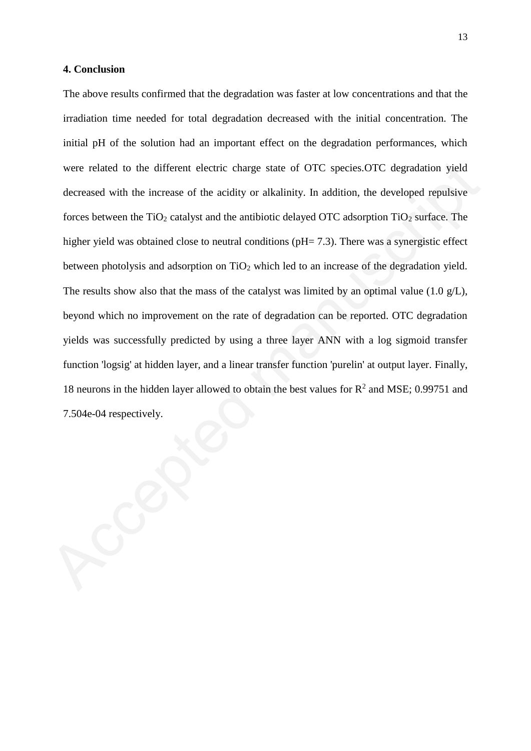## 4. Conclusion

The above results confirmed that the degradation was faster at low concentrations and that the irradiation time needed for total degradation decreased with the initial concentration. The initial pH of the solution had an important effect on the degradation performances, which were related to the different electric charge state of OTC species.OTC degradation yield decreased with the increase of the acidity or alkalinity. In addition, the developed repulsive forces between the $TiO_2$ catalyst and the antibiotic delayed OTC adsorption $TiO_2$ surface. The higher yield was obtained close to neutral conditions (pH= 7.3). There was a synergistic effect between photolysis and adsorption on $TiO_2$ which led to an increase of the degradation yield. The results show also that the mass of the catalyst was limited by an optimal value (1.0 g/L), beyond which no improvement on the rate of degradation can be reported. OTC degradation yields was successfully predicted by using a three layer ANN with a log sigmoid transfer function 'logsig' at hidden layer, and a linear transfer function 'purelin' at output layer. Finally, 18 neurons in the hidden layer allowed to obtain the best values for $R^2$ and MSE; 0.99751 and 7.504e-04 respectively.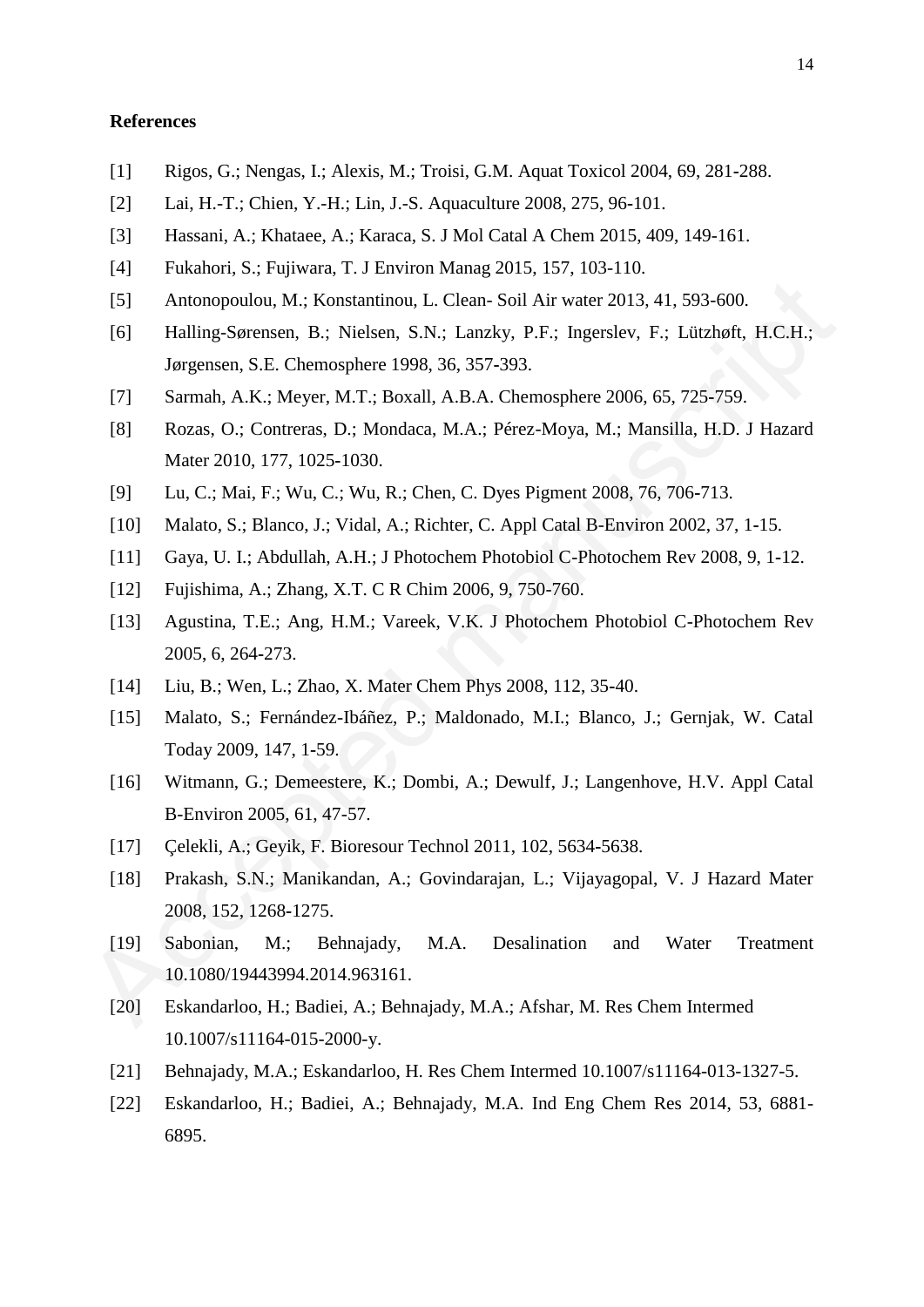## References

[1] Rigos, G.; Nengas, I.; Alexis, M.; Troisi, G.M. Aquat Toxicol 2004, 69, 281-288.

[2] Lai, H.-T.; Chien, Y.-H.; Lin, J.-S. Aquaculture 2008, 275, 96-101.

[3] Hassani, A.; Khataee, A.; Karaca, S. J Mol Catal A Chem 2015, 409, 149-161.

[4] Fukahori, S.; Fujiwara, T. J Environ Manag 2015, 157, 103-110.

[5] Antonopoulou, M.; Konstantinou, L. Clean- Soil Air water 2013, 41, 593-600.

[6] Halling-Sørensen, B.; Nielsen, S.N.; Lanzky, P.F.; Ingerslev, F.; Lützhøft, H.C.H.; Jørgensen, S.E. Chemosphere 1998, 36, 357-393.

[7] Sarmah, A.K.; Meyer, M.T.; Boxall, A.B.A. Chemosphere 2006, 65, 725-759.

[8] Rozas, O.; Contreras, D.; Mondaca, M.A.; Pérez-Moya, M.; Mansilla, H.D. J Hazard Mater 2010, 177, 1025-1030.

[9] Lu, C.; Mai, F.; Wu, C.; Wu, R.; Chen, C. Dyes Pigment 2008, 76, 706-713.

[10] Malato, S.; Blanco, J.; Vidal, A.; Richter, C. Appl Catal B-Environ 2002, 37, 1-15.

[11] Gaya, U. I.; Abdullah, A.H.; J Photochem Photobiol C-Photochem Rev 2008, 9, 1-12.

[12] Fujishima, A.; Zhang, X.T. C R Chim 2006, 9, 750-760.

[13] Agustina, T.E.; Ang, H.M.; Vareek, V.K. J Photochem Photobiol C-Photochem Rev 2005, 6, 264-273.

[14] Liu, B.; Wen, L.; Zhao, X. Mater Chem Phys 2008, 112, 35-40.

[15] Malato, S.; Fernández-Ibáñez, P.; Maldonado, M.I.; Blanco, J.; Gernjak, W. Catal Today 2009, 147, 1-59.

[16] Witmann, G.; Demeestere, K.; Dombi, A.; Dewulf, J.; Langenhove, H.V. Appl Catal B-Environ 2005, 61, 47-57.

[17] Çelekli, A.; Geyik, F. Bioresour Technol 2011, 102, 5634-5638.

[18] Prakash, S.N.; Manikandan, A.; Govindarajan, L.; Vijayagopal, V. J Hazard Mater 2008, 152, 1268-1275.

[19] Sabonian, M.; Behnajady, M.A. Desalination and Water Treatment 10.1080/19443994.2014.963161.

[20] Eskandarloo, H.; Badiei, A.; Behnajady, M.A.; Afshar, M. Res Chem Intermed 10.1007/s11164-015-2000-y.

[21] Behnajady, M.A.; Eskandarloo, H. Res Chem Intermed 10.1007/s11164-013-1327-5.

[22] Eskandarloo, H.; Badiei, A.; Behnajady, M.A. Ind Eng Chem Res 2014, 53, 6881-6895.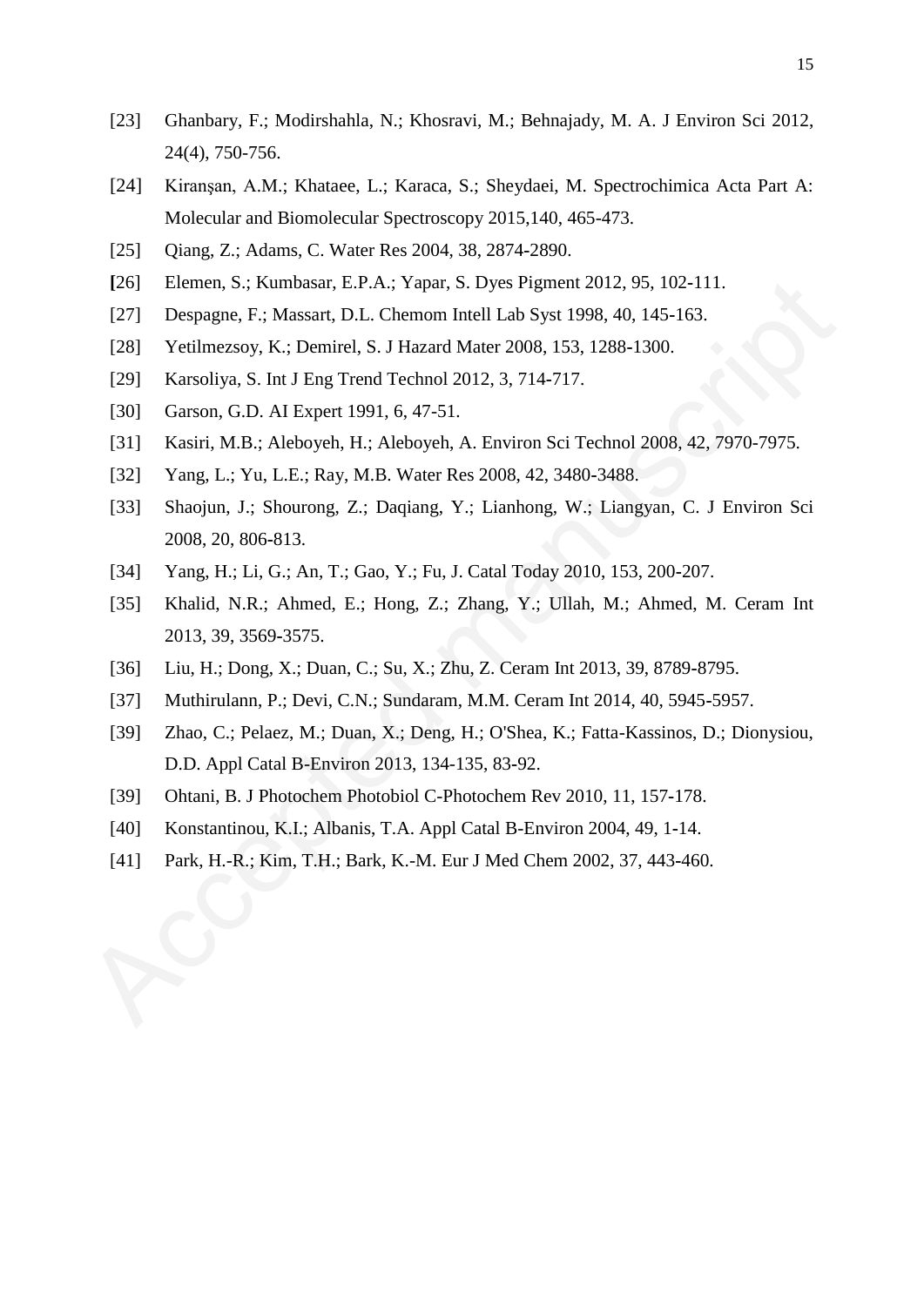[23] Ghanbary, F.; Modirshahla, N.; Khosravi, M.; Behnajady, M. A. J Environ Sci 2012, 24(4), 750-756.

[24] Kiranşan, A.M.; Khataee, L.; Karaca, S.; Sheydaei, M. Spectrochimica Acta Part A: Molecular and Biomolecular Spectroscopy 2015,140, 465-473.

[25] Qiang, Z.; Adams, C. Water Res 2004, 38, 2874-2890.

[26] Elemen, S.; Kumbasar, E.P.A.; Yapar, S. Dyes Pigment 2012, 95, 102-111.

[27] Despagne, F.; Massart, D.L. Chemom Intell Lab Syst 1998, 40, 145-163.

[28] Yetilmezsoy, K.; Demirel, S. J Hazard Mater 2008, 153, 1288-1300.

[29] Karsoliya, S. Int J Eng Trend Technol 2012, 3, 714-717.

[30] Garson, G.D. AI Expert 1991, 6, 47-51.

[31] Kasiri, M.B.; Aleboyeh, H.; Aleboyeh, A. Environ Sci Technol 2008, 42, 7970-7975.

[32] Yang, L.; Yu, L.E.; Ray, M.B. Water Res 2008, 42, 3480-3488.

[33] Shaojun, J.; Shourong, Z.; Daqiang, Y.; Lianhong, W.; Liangyan, C. J Environ Sci 2008, 20, 806-813.

[34] Yang, H.; Li, G.; An, T.; Gao, Y.; Fu, J. Catal Today 2010, 153, 200-207.

[35] Khalid, N.R.; Ahmed, E.; Hong, Z.; Zhang, Y.; Ullah, M.; Ahmed, M. Ceram Int 2013, 39, 3569-3575.

[36] Liu, H.; Dong, X.; Duan, C.; Su, X.; Zhu, Z. Ceram Int 2013, 39, 8789-8795.

[37] Muthirulann, P.; Devi, C.N.; Sundaram, M.M. Ceram Int 2014, 40, 5945-5957.

[39] Zhao, C.; Pelaez, M.; Duan, X.; Deng, H.; O'Shea, K.; Fatta-Kassinos, D.; Dionysiou, D.D. Appl Catal B-Environ 2013, 134-135, 83-92.

[39] Ohtani, B. J Photochem Photobiol C-Photochem Rev 2010, 11, 157-178.

[40] Konstantinou, K.I.; Albanis, T.A. Appl Catal B-Environ 2004, 49, 1-14.

[41] Park, H.-R.; Kim, T.H.; Bark, K.-M. Eur J Med Chem 2002, 37, 443-460.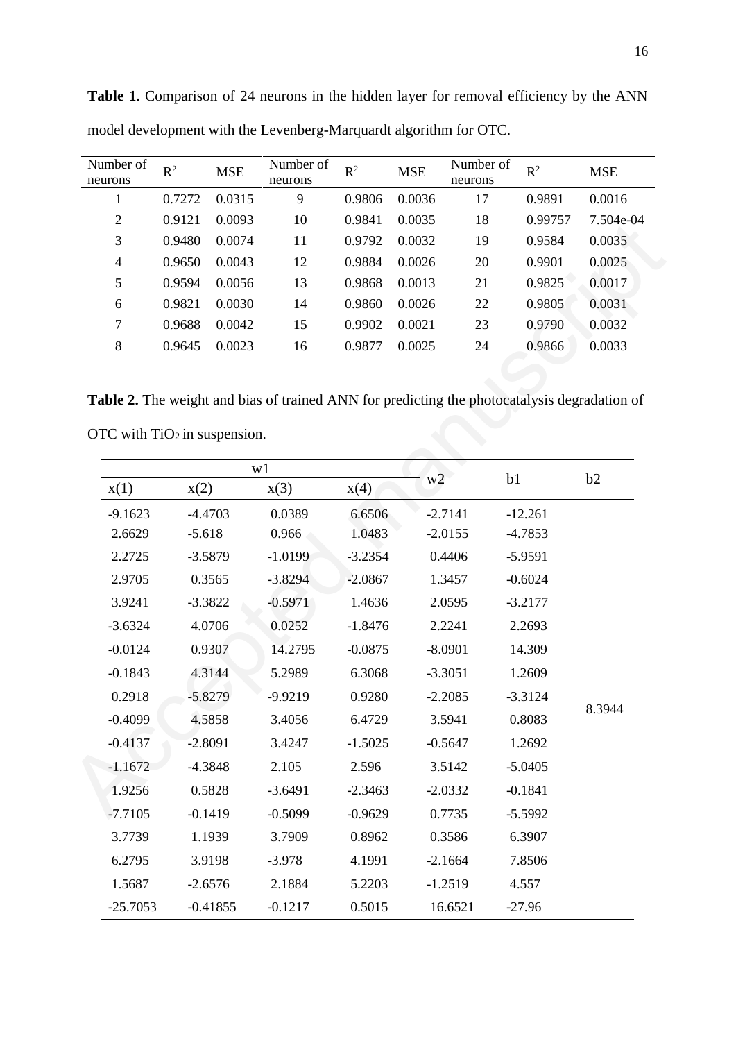**Table 1.** Comparison of 24 neurons in the hidden layer for removal efficiency by the ANN model development with the Levenberg-Marquardt algorithm for OTC.

| Number of neurons | $R^2$ | MSE | Number of neurons | $R^2$ | MSE | Number of neurons | $R^2$ | MSE |
|---|---|---|---|---|---|---|---|---|
| 1 | 0.7272 | 0.0315 | 9 | 0.9806 | 0.0036 | 17 | 0.9891 | 0.0016 |
| 2 | 0.9121 | 0.0093 | 10 | 0.9841 | 0.0035 | 18 | 0.99757 | 7.504e-04 |
| 3 | 0.9480 | 0.0074 | 11 | 0.9792 | 0.0032 | 19 | 0.9584 | 0.0035 |
| 4 | 0.9650 | 0.0043 | 12 | 0.9884 | 0.0026 | 20 | 0.9901 | 0.0025 |
| 5 | 0.9594 | 0.0056 | 13 | 0.9868 | 0.0013 | 21 | 0.9825 | 0.0017 |
| 6 | 0.9821 | 0.0030 | 14 | 0.9860 | 0.0026 | 22 | 0.9805 | 0.0031 |
| 7 | 0.9688 | 0.0042 | 15 | 0.9902 | 0.0021 | 23 | 0.9790 | 0.0032 |
| 8 | 0.9645 | 0.0023 | 16 | 0.9877 | 0.0025 | 24 | 0.9866 | 0.0033 |

**Table 2.** The weight and bias of trained ANN for predicting the photocatalysis degradation of OTC with $TiO_2$ in suspension.

| w1 | | | | w2 | b1 | b2 |
|---|---|---|---|---|---|---|
| x(1) | x(2) | x(3) | x(4) | | | |
| -9.1623 | -4.4703 | 0.0389 | 6.6506 | -2.7141 | -12.261 | 8.3944 |
| 2.6629 | -5.618 | 0.966 | 1.0483 | -2.0155 | -4.7853 | |
| 2.2725 | -3.5879 | -1.0199 | -3.2354 | 0.4406 | -5.9591 | |
| 2.9705 | 0.3565 | -3.8294 | -2.0867 | 1.3457 | -0.6024 | |
| 3.9241 | -3.3822 | -0.5971 | 1.4636 | 2.0595 | -3.2177 | |
| -3.6324 | 4.0706 | 0.0252 | -1.8476 | 2.2241 | 2.2693 | |
| -0.0124 | 0.9307 | 14.2795 | -0.0875 | -8.0901 | 14.309 | |
| -0.1843 | 4.3144 | 5.2989 | 6.3068 | -3.3051 | 1.2609 | |
| 0.2918 | -5.8279 | -9.9219 | 0.9280 | -2.2085 | -3.3124 | |
| -0.4099 | 4.5858 | 3.4056 | 6.4729 | 3.5941 | 0.8083 | |
| -0.4137 | -2.8091 | 3.4247 | -1.5025 | -0.5647 | 1.2692 | |
| -1.1672 | -4.3848 | 2.105 | 2.596 | 3.5142 | -5.0405 | |
| 1.9256 | 0.5828 | -3.6491 | -2.3463 | -2.0332 | -0.1841 | |
| -7.7105 | -0.1419 | -0.5099 | -0.9629 | 0.7735 | -5.5992 | |
| 3.7739 | 1.1939 | 3.7909 | 0.8962 | 0.3586 | 6.3907 | |
| 6.2795 | 3.9198 | -3.978 | 4.1991 | -2.1664 | 7.8506 | |
| 1.5687 | -2.6576 | 2.1884 | 5.2203 | -1.2519 | 4.557 | |
| -25.7053 | -0.41855 | -0.1217 | 0.5015 | 16.6521 | -27.96 | |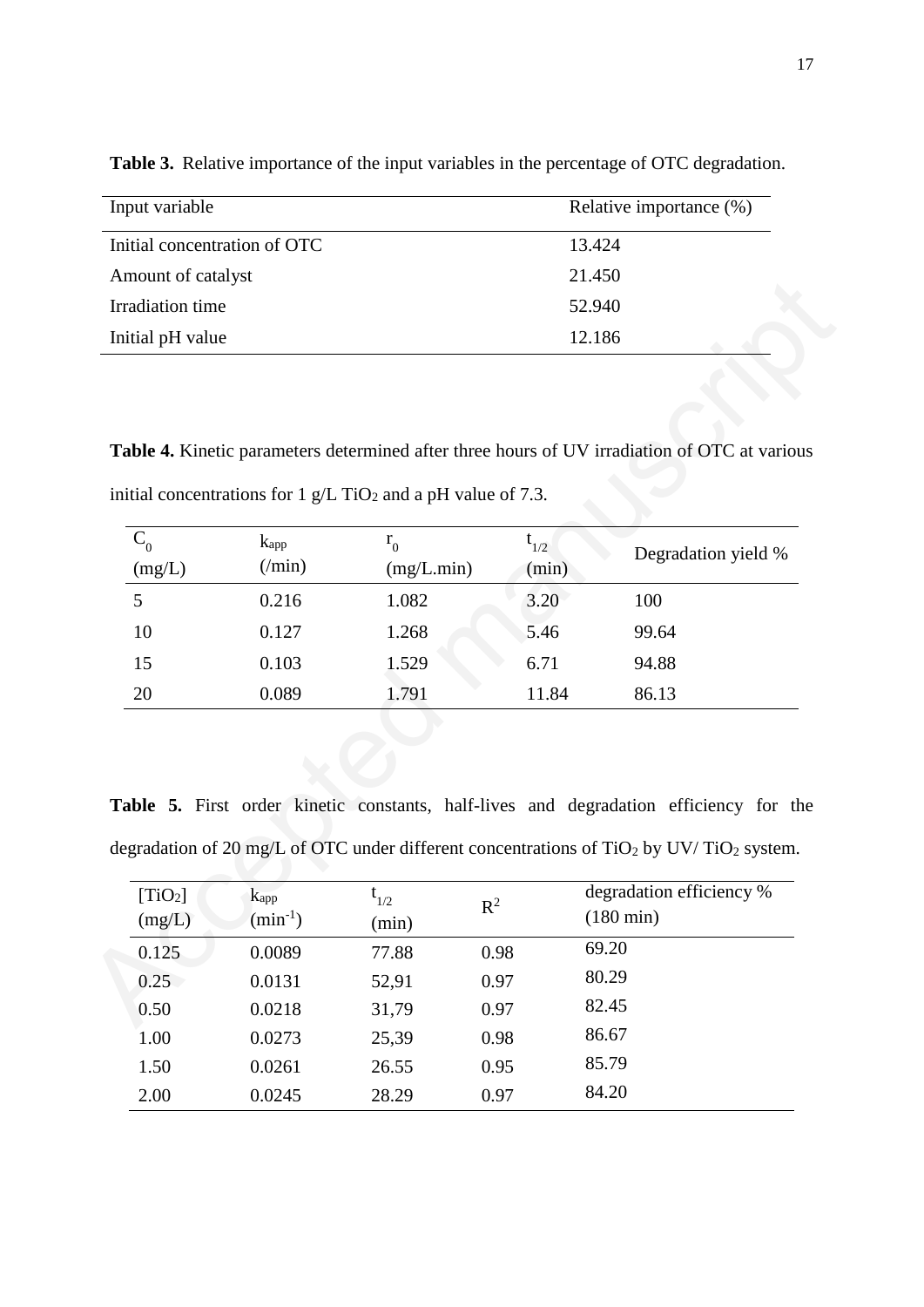**Table 3.** Relative importance of the input variables in the percentage of OTC degradation.

| Input variable | Relative importance (%) |
|---|---|
| Initial concentration of OTC | 13.424 |
| Amount of catalyst | 21.450 |
| Irradiation time | 52.940 |
| Initial pH value | 12.186 |

**Table 4.** Kinetic parameters determined after three hours of UV irradiation of OTC at various initial concentrations for 1 g/L $TiO_2$ and a pH value of 7.3.

| $C_0$ (mg/L) | $k_{app}$ (/min) | $r_0$ (mg/L.min) | $t_{1/2}$ (min) | Degradation yield % |
|---|---|---|---|---|
| 5 | 0.216 | 1.082 | 3.20 | 100 |
| 10 | 0.127 | 1.268 | 5.46 | 99.64 |
| 15 | 0.103 | 1.529 | 6.71 | 94.88 |
| 20 | 0.089 | 1.791 | 11.84 | 86.13 |

**Table 5.** First order kinetic constants, half-lives and degradation efficiency for the degradation of 20 mg/L of OTC under different concentrations of $TiO_2$ by UV/ $TiO_2$ system.

| $[TiO_2]$ (mg/L) | $k_{app}$ ($min^{-1}$) | $t_{1/2}$ (min) | $R^2$ | degradation efficiency % (180 min) |
|---|---|---|---|---|
| 0.125 | 0.0089 | 77.88 | 0.98 | 69.20 |
| 0.25 | 0.0131 | 52,91 | 0.97 | 80.29 |
| 0.50 | 0.0218 | 31,79 | 0.97 | 82.45 |
| 1.00 | 0.0273 | 25,39 | 0.98 | 86.67 |
| 1.50 | 0.0261 | 26.55 | 0.95 | 85.79 |
| 2.00 | 0.0245 | 28.29 | 0.97 | 84.20 |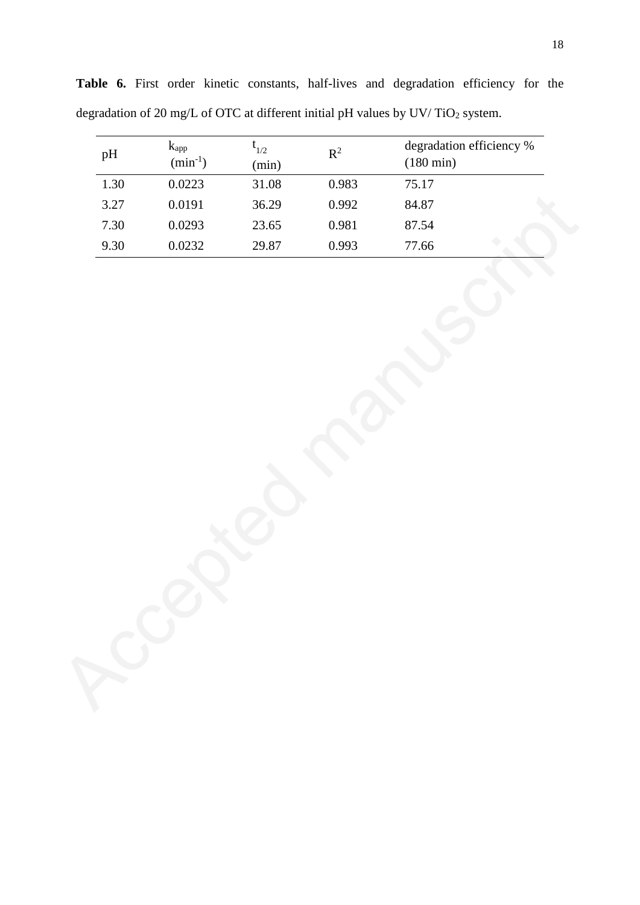**Table 6.** First order kinetic constants, half-lives and degradation efficiency for the degradation of 20 mg/L of OTC at different initial pH values by UV/ $TiO_2$ system.

| pH | $k_{app}$ ($min^{-1}$) | $t_{1/2}$ (min) | $R^2$ | degradation efficiency % (180 min) |
|---|---|---|---|---|
| 1.30 | 0.0223 | 31.08 | 0.983 | 75.17 |
| 3.27 | 0.0191 | 36.29 | 0.992 | 84.87 |
| 7.30 | 0.0293 | 23.65 | 0.981 | 87.54 |
| 9.30 | 0.0232 | 29.87 | 0.993 | 77.66 |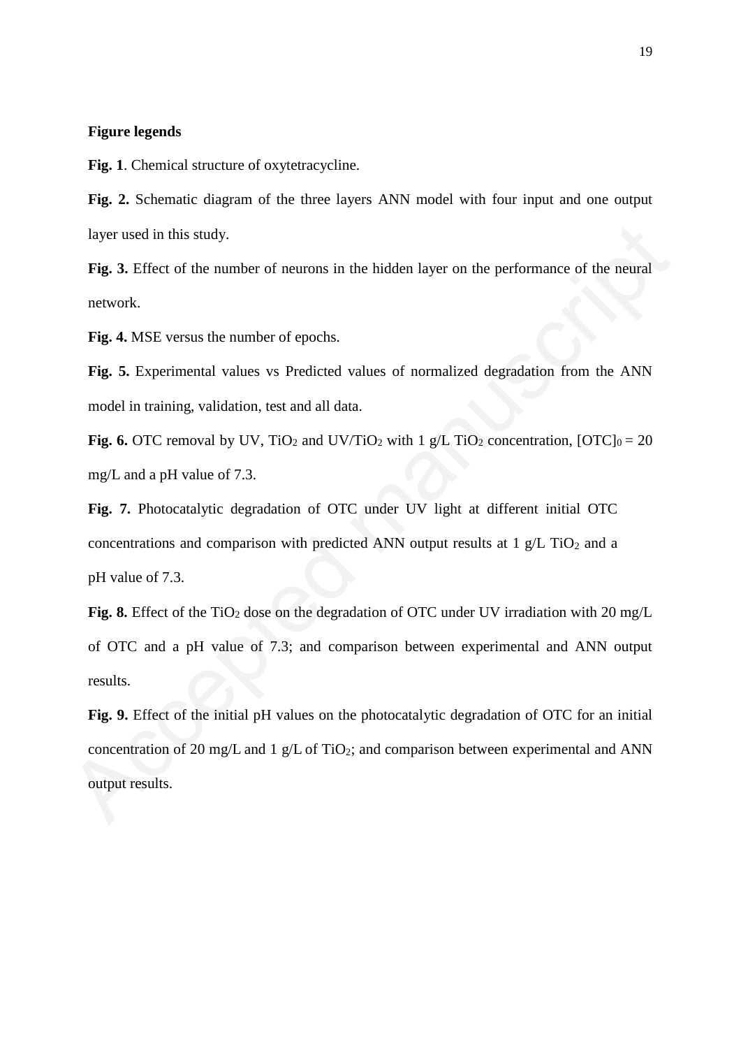**Figure legends**

**Fig. 1**. Chemical structure of oxytetracycline.

**Fig. 2.** Schematic diagram of the three layers ANN model with four input and one output layer used in this study.

**Fig. 3.** Effect of the number of neurons in the hidden layer on the performance of the neural network.

**Fig. 4.** MSE versus the number of epochs.

**Fig. 5.** Experimental values vs Predicted values of normalized degradation from the ANN model in training, validation, test and all data.

**Fig. 6.** OTC removal by UV, $TiO_2$ and UV/$TiO_2$ with 1 g/L $TiO_2$ concentration, $[OTC]_0 = 20$ mg/L and a pH value of 7.3.

**Fig. 7.** Photocatalytic degradation of OTC under UV light at different initial OTC concentrations and comparison with predicted ANN output results at 1 g/L $TiO_2$ and a pH value of 7.3.

**Fig. 8.** Effect of the $TiO_2$ dose on the degradation of OTC under UV irradiation with 20 mg/L of OTC and a pH value of 7.3; and comparison between experimental and ANN output results.

**Fig. 9.** Effect of the initial pH values on the photocatalytic degradation of OTC for an initial concentration of 20 mg/L and 1 g/L of $TiO_2$; and comparison between experimental and ANN output results.